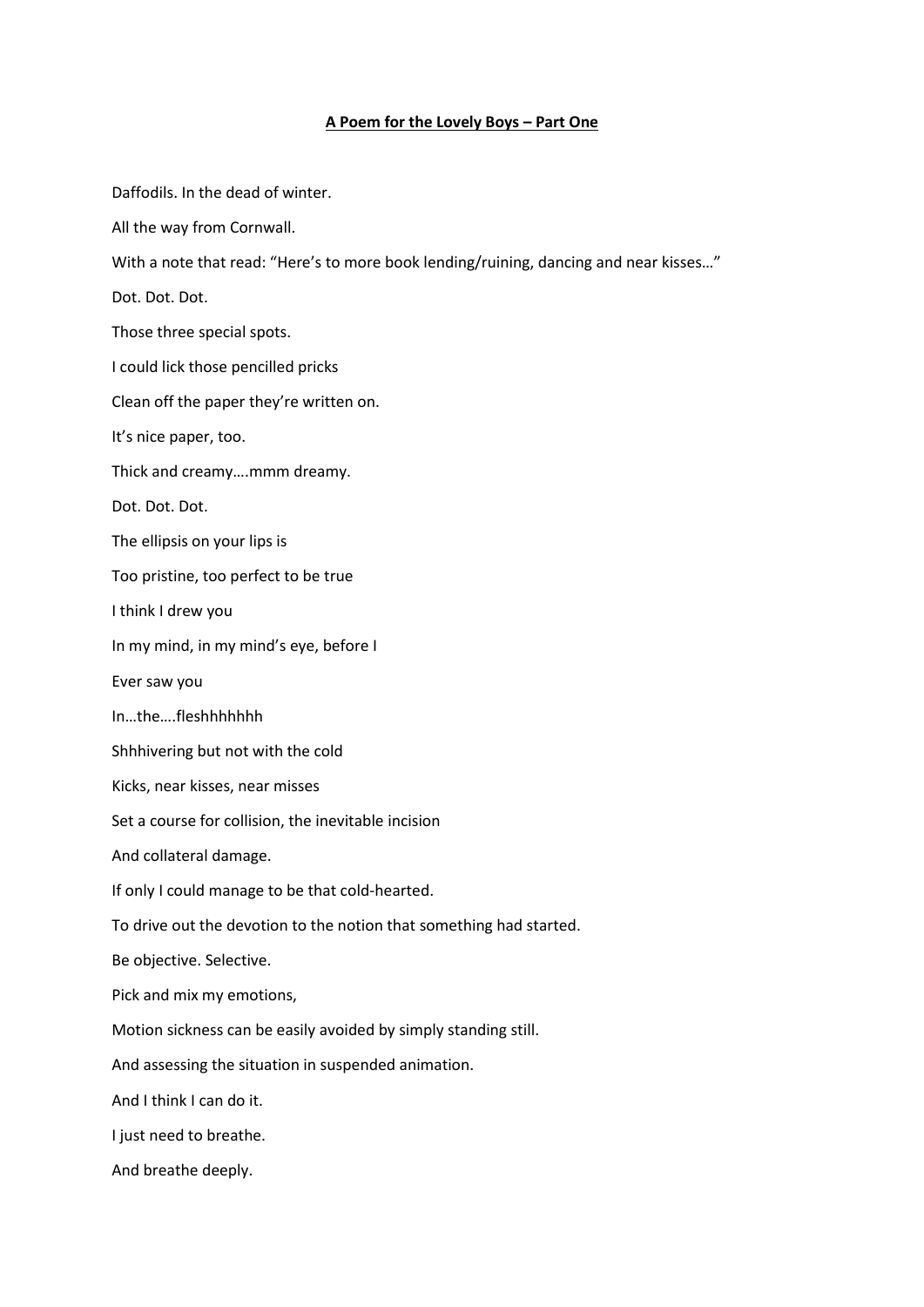# A Poem for the Lovely Boys – Part One

Daffodils. In the dead of winter.

All the way from Cornwall.

With a note that read: "Here's to more book lending/ruining, dancing and near kisses…"

Dot. Dot. Dot.

Those three special spots.

I could lick those pencilled pricks

Clean off the paper they're written on.

It's nice paper, too.

Thick and creamy….mmm dreamy.

Dot. Dot. Dot.

The ellipsis on your lips is

Too pristine, too perfect to be true

I think I drew you

In my mind, in my mind's eye, before I

Ever saw you

In…the….fleshhhhhhh

Shhhivering but not with the cold

Kicks, near kisses, near misses

Set a course for collision, the inevitable incision

And collateral damage.

If only I could manage to be that cold-hearted.

To drive out the devotion to the notion that something had started.

Be objective. Selective.

Pick and mix my emotions,

Motion sickness can be easily avoided by simply standing still.

And assessing the situation in suspended animation.

And I think I can do it.

I just need to breathe.

And breathe deeply.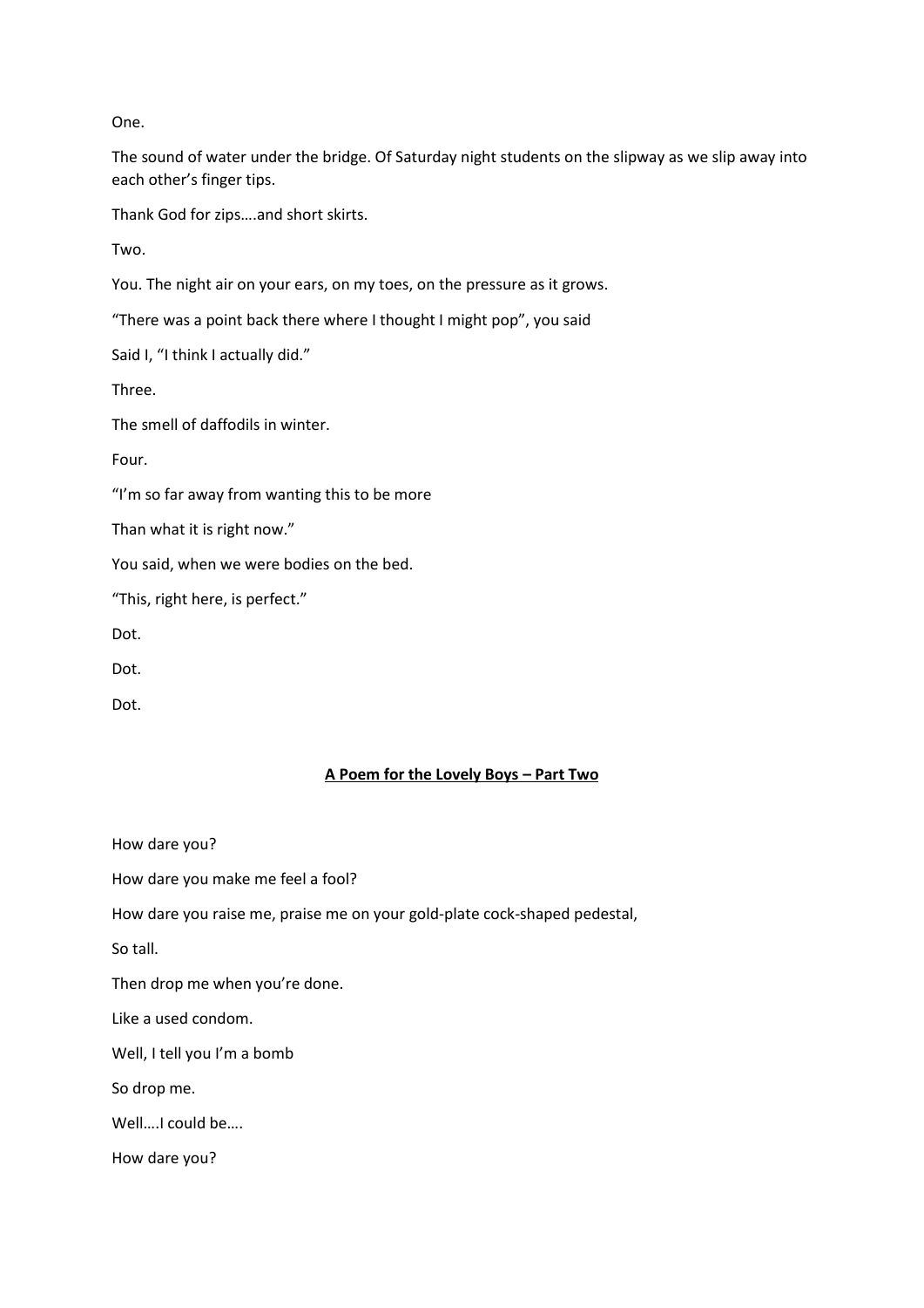One.

The sound of water under the bridge. Of Saturday night students on the slipway as we slip away into each other's finger tips.

Thank God for zips….and short skirts.

Two.

You. The night air on your ears, on my toes, on the pressure as it grows.

"There was a point back there where I thought I might pop", you said

Said I, "I think I actually did."

Three.

The smell of daffodils in winter.

Four.

"I'm so far away from wanting this to be more

Than what it is right now."

You said, when we were bodies on the bed.

"This, right here, is perfect."

Dot.

Dot.

Dot.

## <u>**A Poem for the Lovely Boys – Part Two**</u>

How dare you?

How dare you make me feel a fool?

How dare you raise me, praise me on your gold-plate cock-shaped pedestal,

So tall.

Then drop me when you're done.

Like a used condom.

Well, I tell you I'm a bomb

So drop me.

Well….I could be….

How dare you?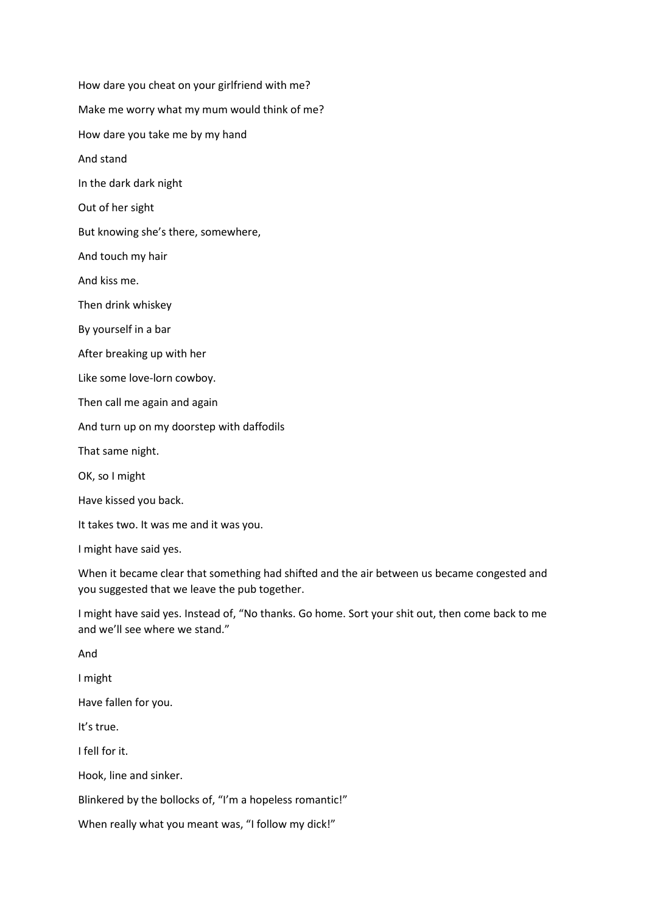How dare you cheat on your girlfriend with me?

Make me worry what my mum would think of me?

How dare you take me by my hand

And stand

In the dark dark night

Out of her sight

But knowing she's there, somewhere,

And touch my hair

And kiss me.

Then drink whiskey

By yourself in a bar

After breaking up with her

Like some love-lorn cowboy.

Then call me again and again

And turn up on my doorstep with daffodils

That same night.

OK, so I might

Have kissed you back.

It takes two. It was me and it was you.

I might have said yes.

When it became clear that something had shifted and the air between us became congested and you suggested that we leave the pub together.

I might have said yes. Instead of, "No thanks. Go home. Sort your shit out, then come back to me and we'll see where we stand."

And

I might

Have fallen for you.

It's true.

I fell for it.

Hook, line and sinker.

Blinkered by the bollocks of, "I'm a hopeless romantic!"

When really what you meant was, "I follow my dick!"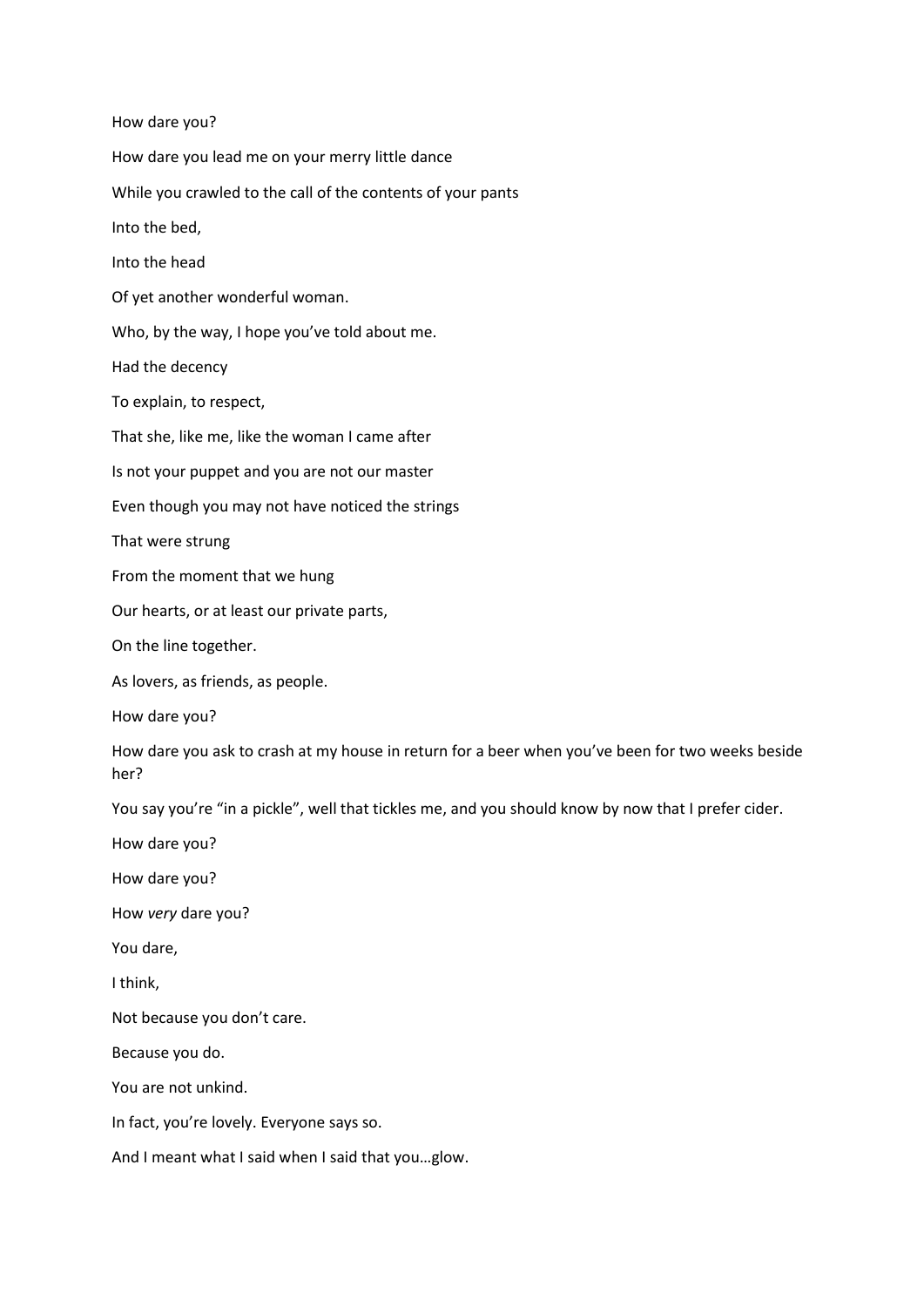How dare you?

How dare you lead me on your merry little dance

While you crawled to the call of the contents of your pants

Into the bed,

Into the head

Of yet another wonderful woman.

Who, by the way, I hope you've told about me.

Had the decency

To explain, to respect,

That she, like me, like the woman I came after

Is not your puppet and you are not our master

Even though you may not have noticed the strings

That were strung

From the moment that we hung

Our hearts, or at least our private parts,

On the line together.

As lovers, as friends, as people.

How dare you?

How dare you ask to crash at my house in return for a beer when you've been for two weeks beside her?

You say you're "in a pickle", well that tickles me, and you should know by now that I prefer cider.

How dare you?

How dare you?

How *very* dare you?

You dare,

I think,

Not because you don't care.

Because you do.

You are not unkind.

In fact, you're lovely. Everyone says so.

And I meant what I said when I said that you…glow.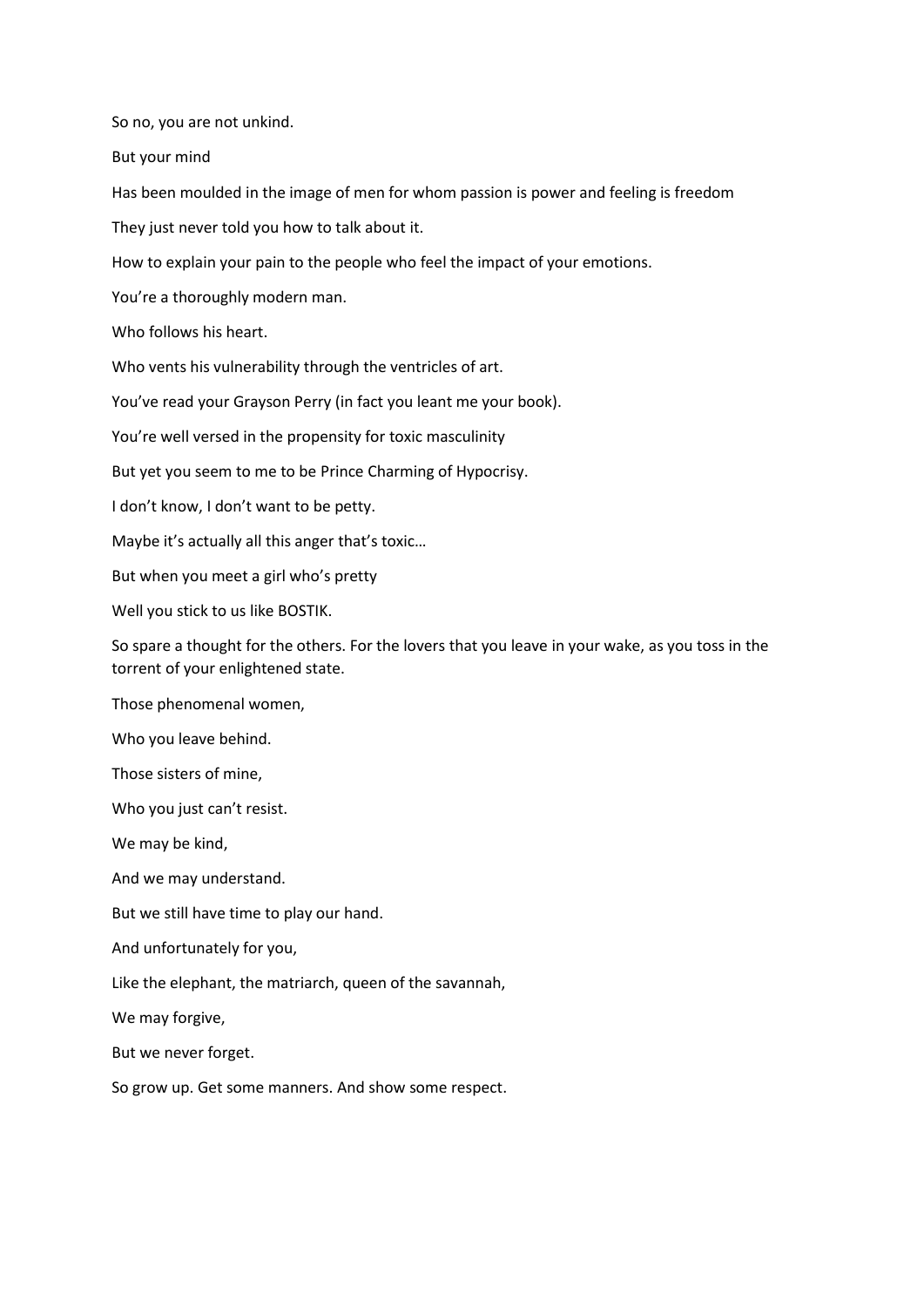So no, you are not unkind.

But your mind

Has been moulded in the image of men for whom passion is power and feeling is freedom

They just never told you how to talk about it.

How to explain your pain to the people who feel the impact of your emotions.

You're a thoroughly modern man.

Who follows his heart.

Who vents his vulnerability through the ventricles of art.

You've read your Grayson Perry (in fact you leant me your book).

You're well versed in the propensity for toxic masculinity

But yet you seem to me to be Prince Charming of Hypocrisy.

I don't know, I don't want to be petty.

Maybe it's actually all this anger that's toxic…

But when you meet a girl who's pretty

Well you stick to us like BOSTIK.

So spare a thought for the others. For the lovers that you leave in your wake, as you toss in the torrent of your enlightened state.

Those phenomenal women,

Who you leave behind.

Those sisters of mine,

Who you just can't resist.

We may be kind,

And we may understand.

But we still have time to play our hand.

And unfortunately for you,

Like the elephant, the matriarch, queen of the savannah,

We may forgive,

But we never forget.

So grow up. Get some manners. And show some respect.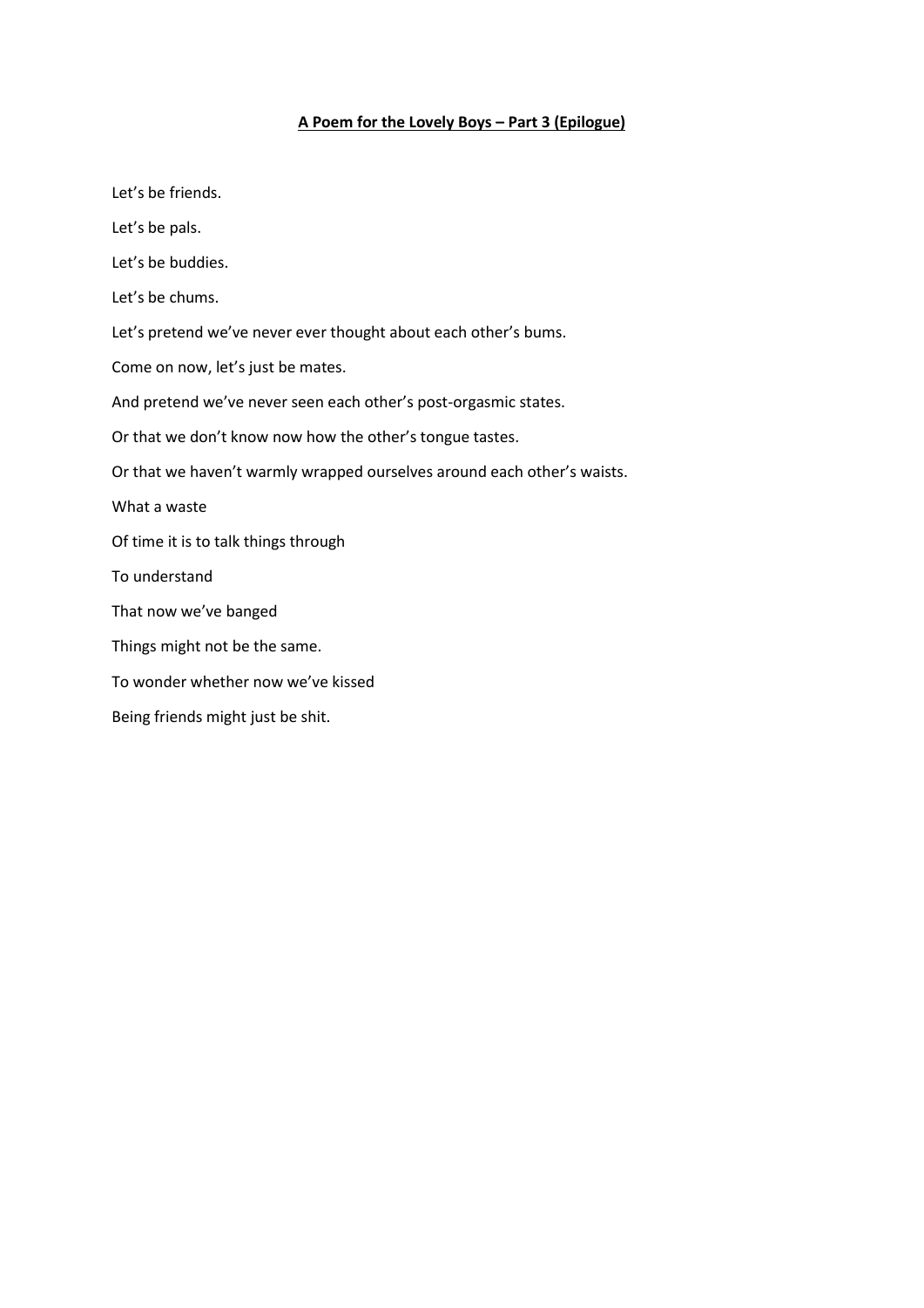**A Poem for the Lovely Boys – Part 3 (Epilogue)**

Let's be friends.

Let's be pals.

Let's be buddies.

Let's be chums.

Let's pretend we've never ever thought about each other's bums.

Come on now, let's just be mates.

And pretend we've never seen each other's post-orgasmic states.

Or that we don't know now how the other's tongue tastes.

Or that we haven't warmly wrapped ourselves around each other's waists.

What a waste

Of time it is to talk things through

To understand

That now we've banged

Things might not be the same.

To wonder whether now we've kissed

Being friends might just be shit.